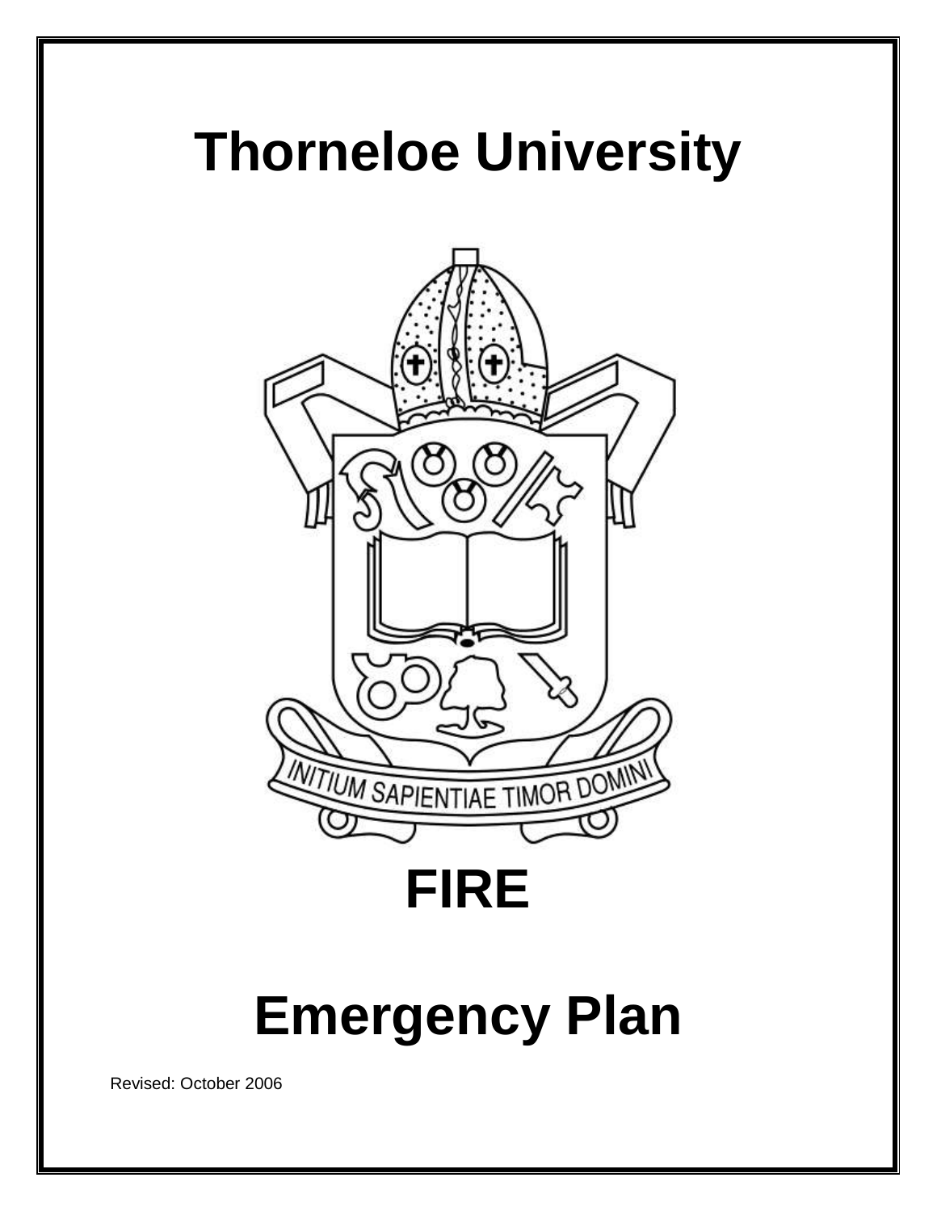# Thorneloe University

INITIUM SAPIENTIAE TIMOR DOMINI

# FIRE

# Emergency Plan

Revised: October 2006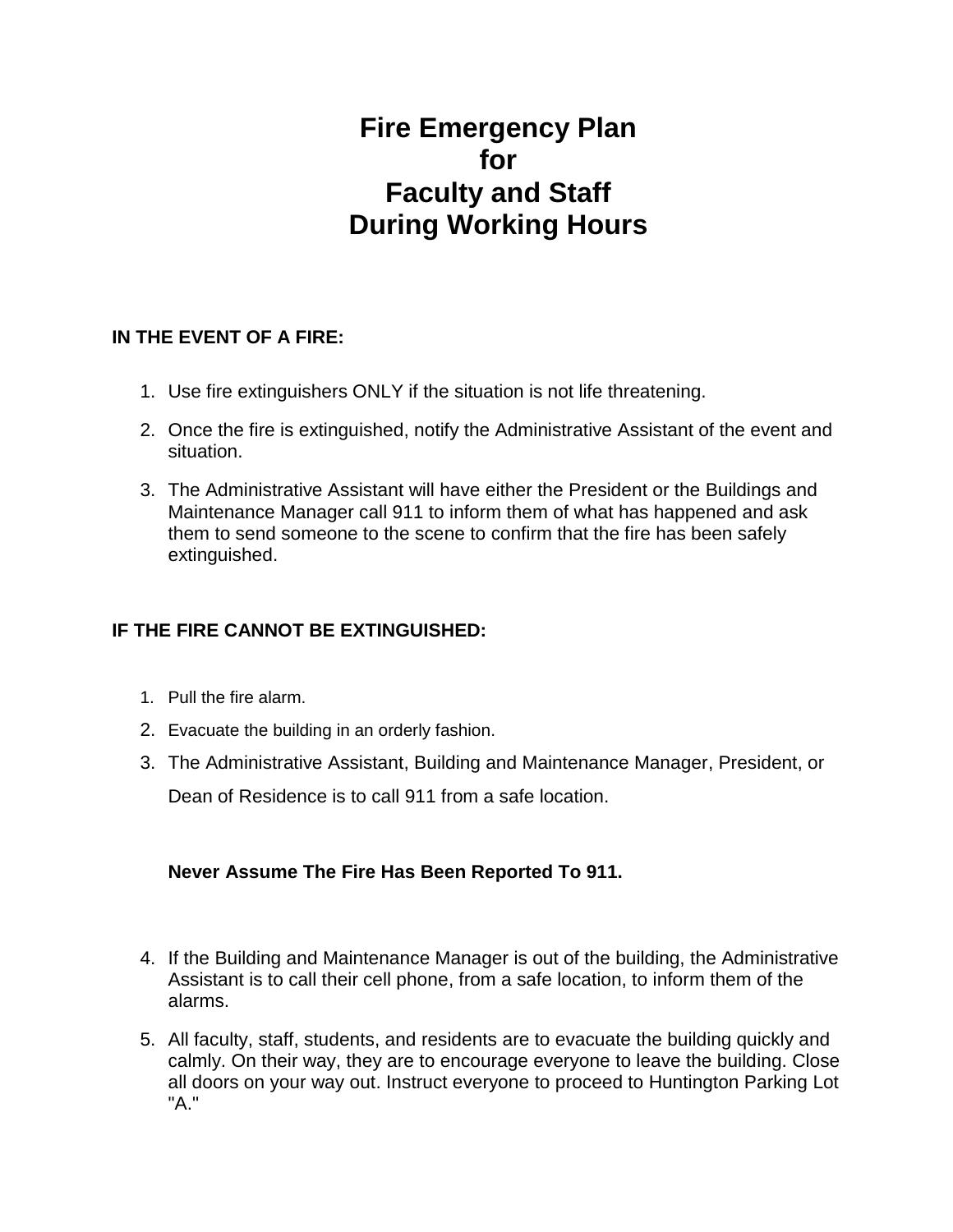# Fire Emergency Plan for Faculty and Staff During Working Hours

**IN THE EVENT OF A FIRE:**

1. Use fire extinguishers ONLY if the situation is not life threatening.
2. Once the fire is extinguished, notify the Administrative Assistant of the event and situation.
3. The Administrative Assistant will have either the President or the Buildings and Maintenance Manager call 911 to inform them of what has happened and ask them to send someone to the scene to confirm that the fire has been safely extinguished.

**IF THE FIRE CANNOT BE EXTINGUISHED:**

1. Pull the fire alarm.
2. Evacuate the building in an orderly fashion.
3. The Administrative Assistant, Building and Maintenance Manager, President, or Dean of Residence is to call 911 from a safe location.

   **Never Assume The Fire Has Been Reported To 911.**

4. If the Building and Maintenance Manager is out of the building, the Administrative Assistant is to call their cell phone, from a safe location, to inform them of the alarms.
5. All faculty, staff, students, and residents are to evacuate the building quickly and calmly. On their way, they are to encourage everyone to leave the building. Close all doors on your way out. Instruct everyone to proceed to Huntington Parking Lot "A."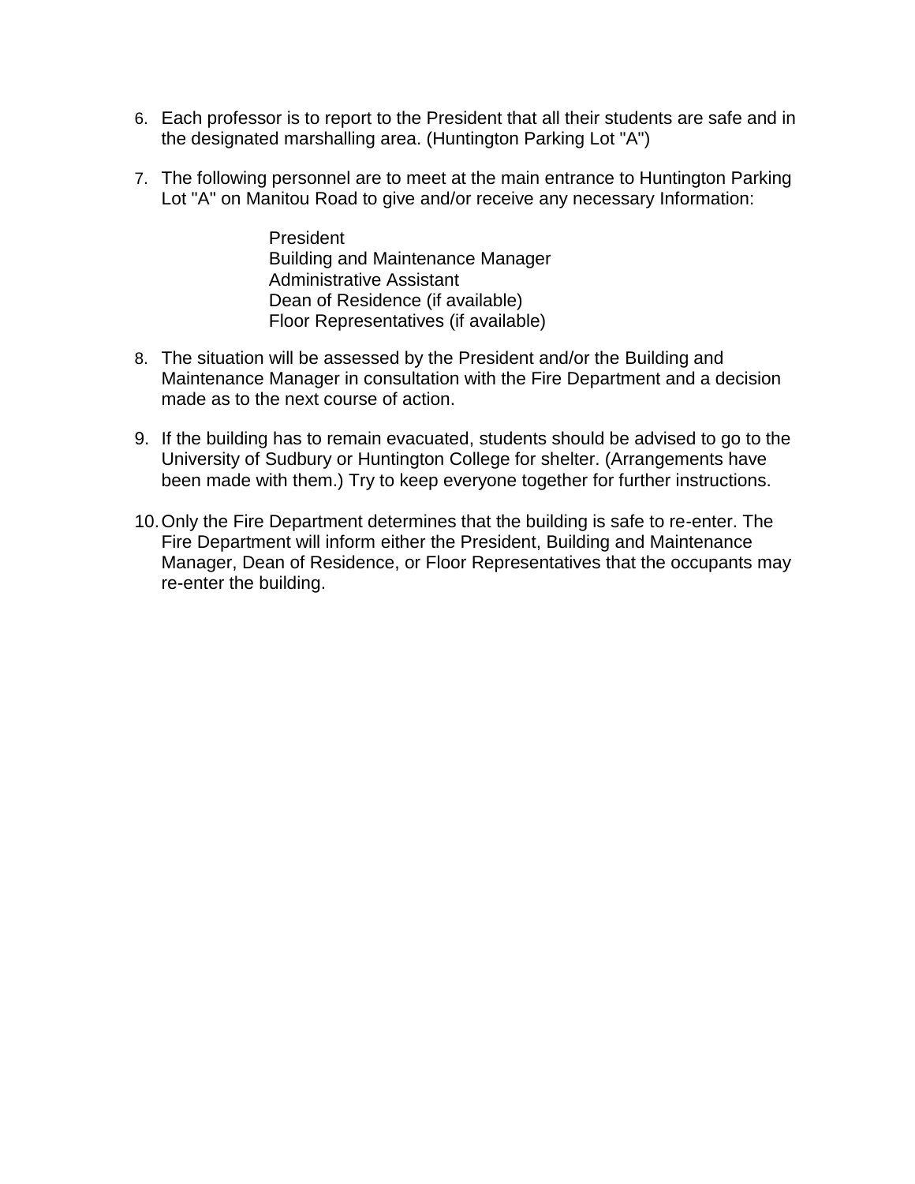6. Each professor is to report to the President that all their students are safe and in the designated marshalling area. (Huntington Parking Lot "A")

7. The following personnel are to meet at the main entrance to Huntington Parking Lot "A" on Manitou Road to give and/or receive any necessary Information:

   President
   Building and Maintenance Manager
   Administrative Assistant
   Dean of Residence (if available)
   Floor Representatives (if available)

8. The situation will be assessed by the President and/or the Building and Maintenance Manager in consultation with the Fire Department and a decision made as to the next course of action.

9. If the building has to remain evacuated, students should be advised to go to the University of Sudbury or Huntington College for shelter. (Arrangements have been made with them.) Try to keep everyone together for further instructions.

10. Only the Fire Department determines that the building is safe to re-enter. The Fire Department will inform either the President, Building and Maintenance Manager, Dean of Residence, or Floor Representatives that the occupants may re-enter the building.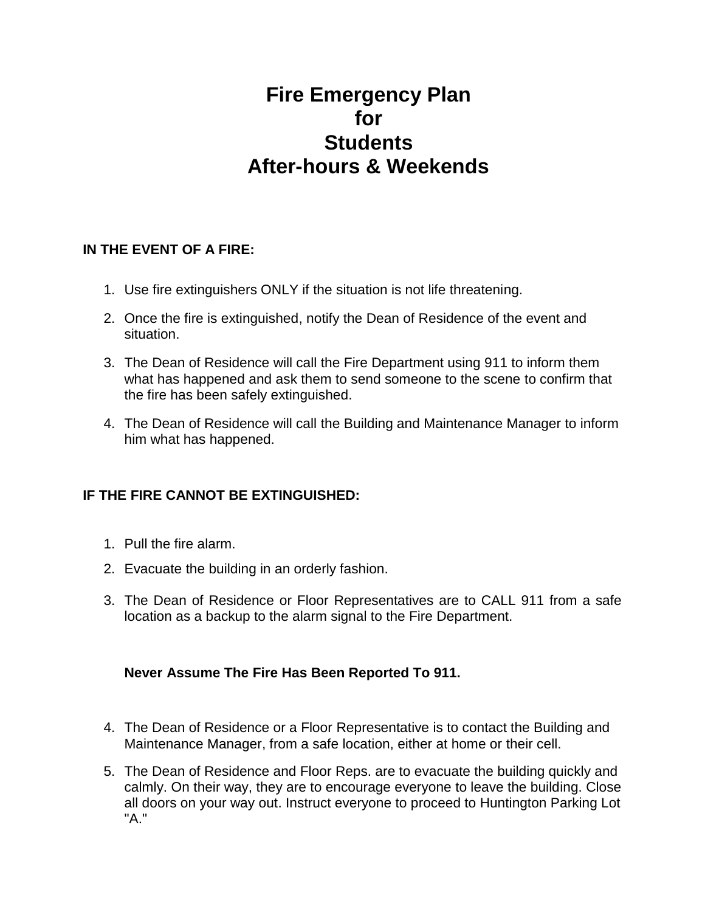# Fire Emergency Plan for Students After-hours & Weekends

**IN THE EVENT OF A FIRE:**

1. Use fire extinguishers ONLY if the situation is not life threatening.
2. Once the fire is extinguished, notify the Dean of Residence of the event and situation.
3. The Dean of Residence will call the Fire Department using 911 to inform them what has happened and ask them to send someone to the scene to confirm that the fire has been safely extinguished.
4. The Dean of Residence will call the Building and Maintenance Manager to inform him what has happened.

**IF THE FIRE CANNOT BE EXTINGUISHED:**

1. Pull the fire alarm.
2. Evacuate the building in an orderly fashion.
3. The Dean of Residence or Floor Representatives are to CALL 911 from a safe location as a backup to the alarm signal to the Fire Department.

   **Never Assume The Fire Has Been Reported To 911.**

4. The Dean of Residence or a Floor Representative is to contact the Building and Maintenance Manager, from a safe location, either at home or their cell.
5. The Dean of Residence and Floor Reps. are to evacuate the building quickly and calmly. On their way, they are to encourage everyone to leave the building. Close all doors on your way out. Instruct everyone to proceed to Huntington Parking Lot "A."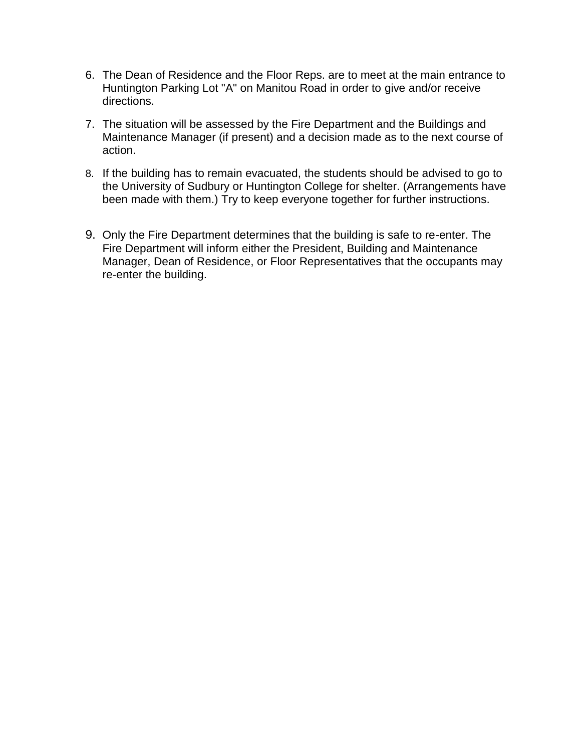6. The Dean of Residence and the Floor Reps. are to meet at the main entrance to Huntington Parking Lot "A" on Manitou Road in order to give and/or receive directions.

7. The situation will be assessed by the Fire Department and the Buildings and Maintenance Manager (if present) and a decision made as to the next course of action.

8. If the building has to remain evacuated, the students should be advised to go to the University of Sudbury or Huntington College for shelter. (Arrangements have been made with them.) Try to keep everyone together for further instructions.

9. Only the Fire Department determines that the building is safe to re-enter. The Fire Department will inform either the President, Building and Maintenance Manager, Dean of Residence, or Floor Representatives that the occupants may re-enter the building.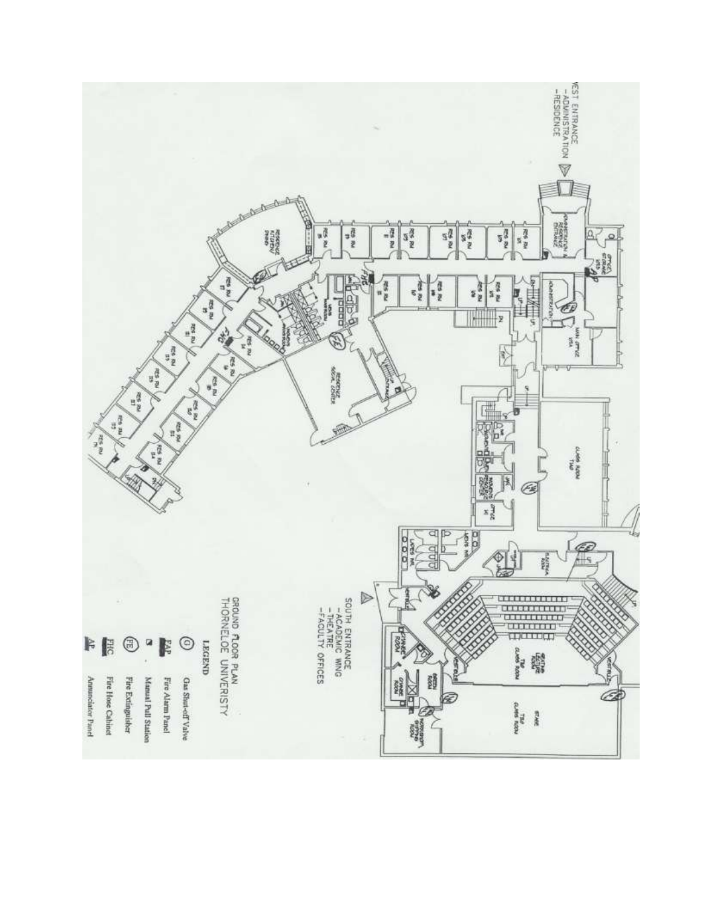WEST ENTRANCE
- ADMINISTRATION
- RESIDENCE

SOUTH ENTRANCE
- ACADEMIC WING
- THEATRE
- FACULTY OFFICES

GROUND FLOOR PLAN
THORNELOE UNIVERISTY

LEGEND

- G — Gas Shut-off Valve
- FAP — Fire Alarm Panel
- Manual Pull Station
- FE — Fire Extinguisher
- FHC — Fire Hose Cabinet
- AP — Annunciator Panel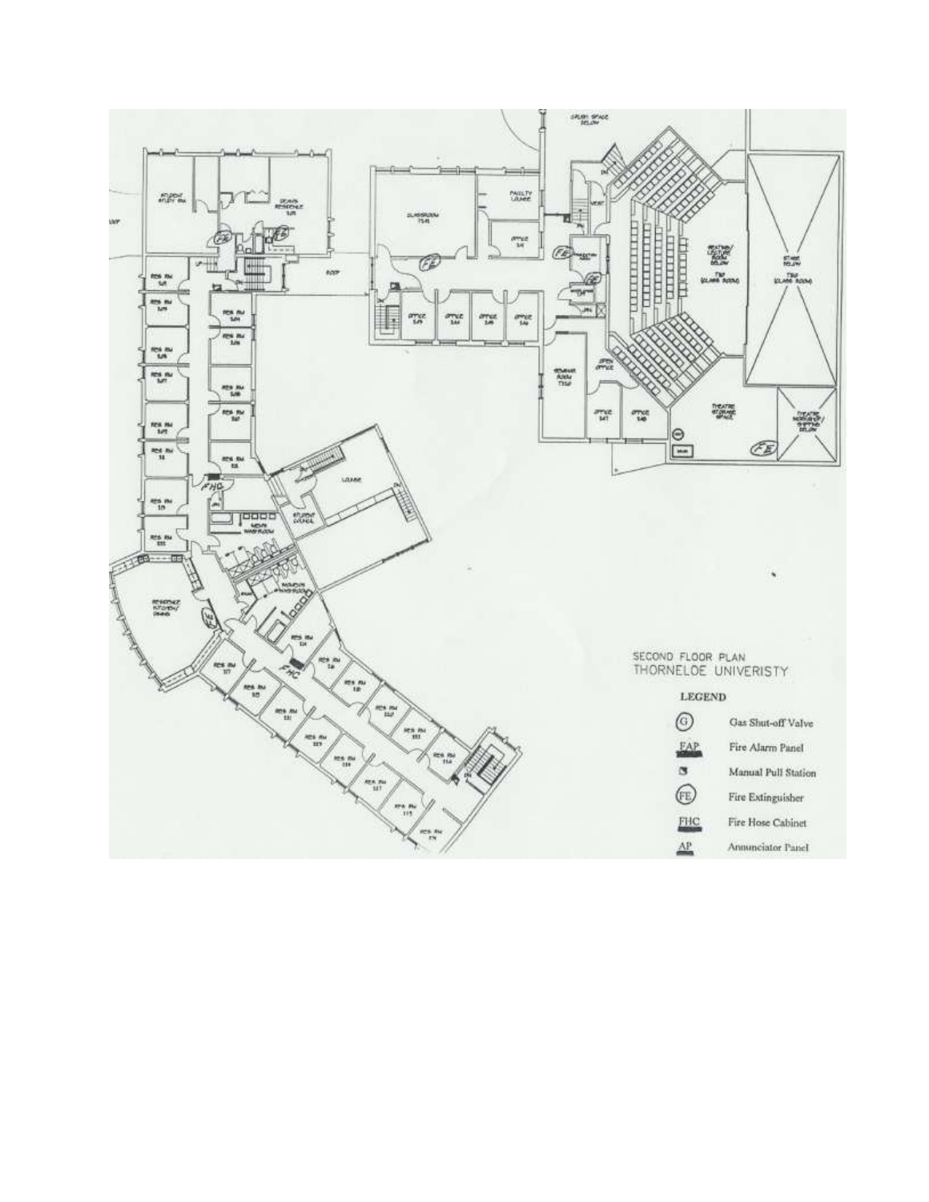SECOND FLOOR PLAN
THORNELOE UNIVERISTY

**LEGEND**

| Symbol | Description |
|---|---|
| (G) | Gas Shut-off Valve |
| FAP | Fire Alarm Panel |
| ▪ | Manual Pull Station |
| (FE) | Fire Extinguisher |
| FHC | Fire Hose Cabinet |
| AP | Annunciator Panel |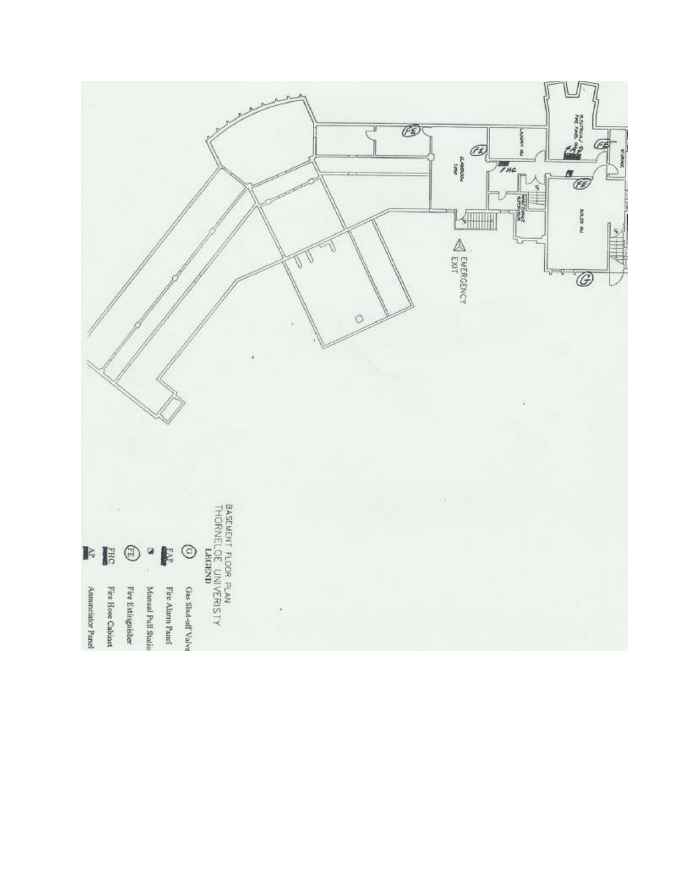EMERGENCY EXIT

BASEMENT FLOOR PLAN
THORNELOE UNIVERISTY
LEGEND

G Gas Shut-off Valve

EAP Fire Alarm Panel

Manual Pull Statio

FE Fire Extinguisher

FHC Fire Hose Cabinet

AP Annunciator Panel